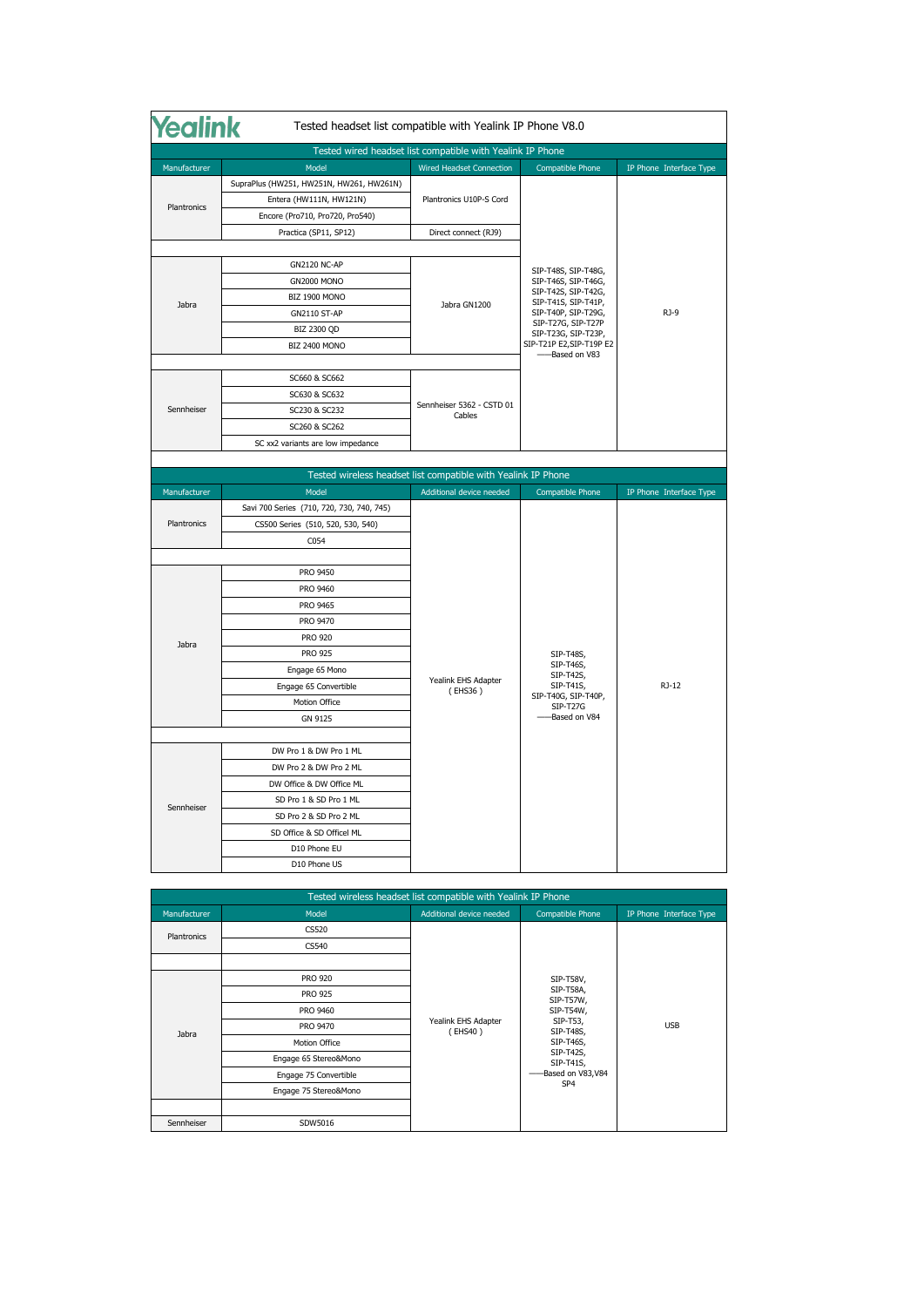# Yealink Tested headset list compatible with Yealink IP Phone V8.0

## Tested wired headset list compatible with Yealink IP Phone

| Manufacturer | Model | Wired Headset Connection | Compatible Phone | IP Phone Interface Type |
|---|---|---|---|---|
| Plantronics | SupraPlus (HW251, HW251N, HW261, HW261N) | Plantronics U10P-S Cord | SIP-T48S, SIP-T48G, SIP-T46S, SIP-T46G, SIP-T42S, SIP-T42G, SIP-T41S, SIP-T41P, SIP-T40P, SIP-T29G, SIP-T27G, SIP-T27P SIP-T23G, SIP-T23P, SIP-T21P E2,SIP-T19P E2 ——Based on V83 | RJ-9 |
| | Entera (HW111N, HW121N) | | | |
| | Encore (Pro710, Pro720, Pro540) | | | |
| | Practica (SP11, SP12) | Direct connect (RJ9) | | |
| Jabra | GN2120 NC-AP | Jabra GN1200 | | |
| | GN2000 MONO | | | |
| | BIZ 1900 MONO | | | |
| | GN2110 ST-AP | | | |
| | BIZ 2300 QD | | | |
| | BIZ 2400 MONO | | | |
| Sennheiser | SC660 & SC662 | Sennheiser 5362 - CSTD 01 Cables | | |
| | SC630 & SC632 | | | |
| | SC230 & SC232 | | | |
| | SC260 & SC262 | | | |
| | SC xx2 variants are low impedance | | | |

## Tested wireless headset list compatible with Yealink IP Phone

| Manufacturer | Model | Additional device needed | Compatible Phone | IP Phone Interface Type |
|---|---|---|---|---|
| Plantronics | Savi 700 Series (710, 720, 730, 740, 745) | Yealink EHS Adapter ( EHS36 ) | SIP-T48S, SIP-T46S, SIP-T42S, SIP-T41S, SIP-T40G, SIP-T40P, SIP-T27G ——Based on V84 | RJ-12 |
| | CS500 Series (510, 520, 530, 540) | | | |
| | C054 | | | |
| Jabra | PRO 9450 | | | |
| | PRO 9460 | | | |
| | PRO 9465 | | | |
| | PRO 9470 | | | |
| | PRO 920 | | | |
| | PRO 925 | | | |
| | Engage 65 Mono | | | |
| | Engage 65 Convertible | | | |
| | Motion Office | | | |
| | GN 9125 | | | |
| Sennheiser | DW Pro 1 & DW Pro 1 ML | | | |
| | DW Pro 2 & DW Pro 2 ML | | | |
| | DW Office & DW Office ML | | | |
| | SD Pro 1 & SD Pro 1 ML | | | |
| | SD Pro 2 & SD Pro 2 ML | | | |
| | SD Office & SD Officel ML | | | |
| | D10 Phone EU | | | |
| | D10 Phone US | | | |

## Tested wireless headset list compatible with Yealink IP Phone

| Manufacturer | Model | Additional device needed | Compatible Phone | IP Phone Interface Type |
|---|---|---|---|---|
| Plantronics | CS520 | Yealink EHS Adapter ( EHS40 ) | SIP-T58V, SIP-T58A, SIP-T57W, SIP-T54W, SIP-T53, SIP-T48S, SIP-T46S, SIP-T42S, SIP-T41S, ——Based on V83,V84 SP4 | USB |
| | CS540 | | | |
| Jabra | PRO 920 | | | |
| | PRO 925 | | | |
| | PRO 9460 | | | |
| | PRO 9470 | | | |
| | Motion Office | | | |
| | Engage 65 Stereo&Mono | | | |
| | Engage 75 Convertible | | | |
| | Engage 75 Stereo&Mono | | | |
| Sennheiser | SDW5016 | | | |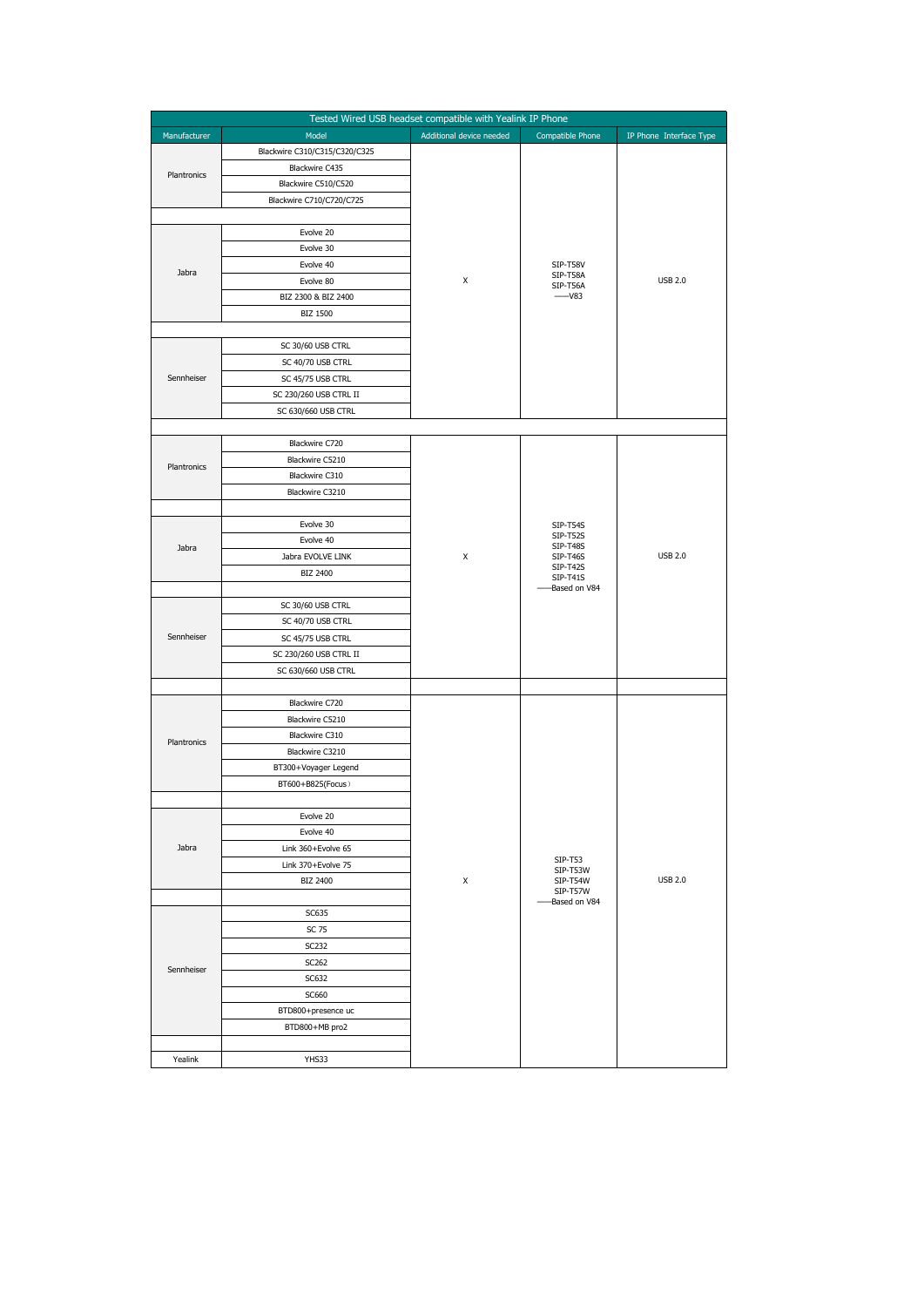| Tested Wired USB headset compatible with Yealink IP Phone | | | | |
|---|---|---|---|---|
| Manufacturer | Model | Additional device needed | Compatible Phone | IP Phone Interface Type |
| Plantronics | Blackwire C310/C315/C320/C325 | X | SIP-T58V SIP-T58A SIP-T56A ——V83 | USB 2.0 |
| | Blackwire C435 | | | |
| | Blackwire C510/C520 | | | |
| | Blackwire C710/C720/C725 | | | |
| | | | | |
| Jabra | Evolve 20 | | | |
| | Evolve 30 | | | |
| | Evolve 40 | | | |
| | Evolve 80 | | | |
| | BIZ 2300 & BIZ 2400 | | | |
| | BIZ 1500 | | | |
| | | | | |
| Sennheiser | SC 30/60 USB CTRL | | | |
| | SC 40/70 USB CTRL | | | |
| | SC 45/75 USB CTRL | | | |
| | SC 230/260 USB CTRL II | | | |
| | SC 630/660 USB CTRL | | | |
| | | | | |
| Plantronics | Blackwire C720 | X | SIP-T54S SIP-T52S SIP-T48S SIP-T46S SIP-T42S SIP-T41S ——Based on V84 | USB 2.0 |
| | Blackwire C5210 | | | |
| | Blackwire C310 | | | |
| | Blackwire C3210 | | | |
| | | | | |
| Jabra | Evolve 30 | | | |
| | Evolve 40 | | | |
| | Jabra EVOLVE LINK | | | |
| | BIZ 2400 | | | |
| | | | | |
| Sennheiser | SC 30/60 USB CTRL | | | |
| | SC 40/70 USB CTRL | | | |
| | SC 45/75 USB CTRL | | | |
| | SC 230/260 USB CTRL II | | | |
| | SC 630/660 USB CTRL | | | |
| | | | | |
| Plantronics | Blackwire C720 | X | SIP-T53 SIP-T53W SIP-T54W SIP-T57W ——Based on V84 | USB 2.0 |
| | Blackwire C5210 | | | |
| | Blackwire C310 | | | |
| | Blackwire C3210 | | | |
| | BT300+Voyager Legend | | | |
| | BT600+B825(Focus） | | | |
| | | | | |
| Jabra | Evolve 20 | | | |
| | Evolve 40 | | | |
| | Link 360+Evolve 65 | | | |
| | Link 370+Evolve 75 | | | |
| | BIZ 2400 | | | |
| | | | | |
| Sennheiser | SC635 | | | |
| | SC 75 | | | |
| | SC232 | | | |
| | SC262 | | | |
| | SC632 | | | |
| | SC660 | | | |
| | BTD800+presence uc | | | |
| | BTD800+MB pro2 | | | |
| | | | | |
| Yealink | YHS33 | | | |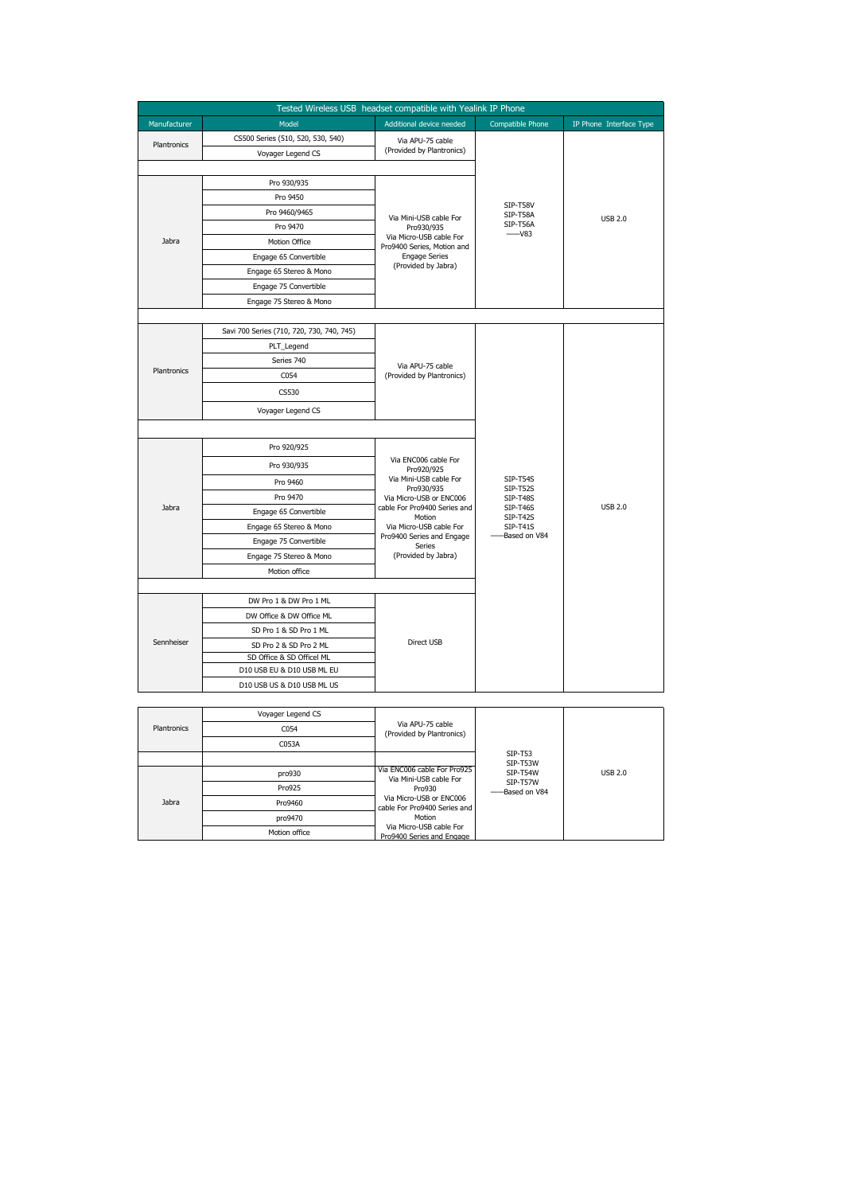| Tested Wireless USB headset compatible with Yealink IP Phone | | | | |
|---|---|---|---|---|
| Manufacturer | Model | Additional device needed | Compatible Phone | IP Phone Interface Type |
| Plantronics | CS500 Series (510, 520, 530, 540) | Via APU-75 cable (Provided by Plantronics) | SIP-T58V SIP-T58A SIP-T56A ——V83 | USB 2.0 |
| | Voyager Legend CS | | | |
| | | | | |
| Jabra | Pro 930/935 | Via Mini-USB cable For Pro930/935 Via Micro-USB cable For Pro9400 Series, Motion and Engage Series (Provided by Jabra) | | |
| | Pro 9450 | | | |
| | Pro 9460/9465 | | | |
| | Pro 9470 | | | |
| | Motion Office | | | |
| | Engage 65 Convertible | | | |
| | Engage 65 Stereo & Mono | | | |
| | Engage 75 Convertible | | | |
| | Engage 75 Stereo & Mono | | | |
| | | | | |
| Plantronics | Savi 700 Series (710, 720, 730, 740, 745) | Via APU-75 cable (Provided by Plantronics) | SIP-T54S SIP-T52S SIP-T48S SIP-T46S SIP-T42S SIP-T41S ——Based on V84 | USB 2.0 |
| | PLT_Legend | | | |
| | Series 740 | | | |
| | C054 | | | |
| | CS530 | | | |
| | Voyager Legend CS | | | |
| | | | | |
| Jabra | Pro 920/925 | Via ENC006 cable For Pro920/925 Via Mini-USB cable For Pro930/935 Via Micro-USB or ENC006 cable For Pro9400 Series and Motion Via Micro-USB cable For Pro9400 Series and Engage Series (Provided by Jabra) | | |
| | Pro 930/935 | | | |
| | Pro 9460 | | | |
| | Pro 9470 | | | |
| | Engage 65 Convertible | | | |
| | Engage 65 Stereo & Mono | | | |
| | Engage 75 Convertible | | | |
| | Engage 75 Stereo & Mono | | | |
| | Motion office | | | |
| | | | | |
| Sennheiser | DW Pro 1 & DW Pro 1 ML | Direct USB | | |
| | DW Office & DW Office ML | | | |
| | SD Pro 1 & SD Pro 1 ML | | | |
| | SD Pro 2 & SD Pro 2 ML | | | |
| | SD Office & SD Officel ML | | | |
| | D10 USB EU & D10 USB ML EU | | | |
| | D10 USB US & D10 USB ML US | | | |

| | | | | |
|---|---|---|---|---|
| Plantronics | Voyager Legend CS | Via APU-75 cable (Provided by Plantronics) | SIP-T53 SIP-T53W SIP-T54W SIP-T57W ——Based on V84 | USB 2.0 |
| | C054 | | | |
| | C053A | | | |
| | | | | |
| Jabra | pro930 | Via ENC006 cable For Pro925 Via Mini-USB cable For Pro930 Via Micro-USB or ENC006 cable For Pro9400 Series and Motion Via Micro-USB cable For Pro9400 Series and Engage | | |
| | Pro925 | | | |
| | Pro9460 | | | |
| | pro9470 | | | |
| | Motion office | | | |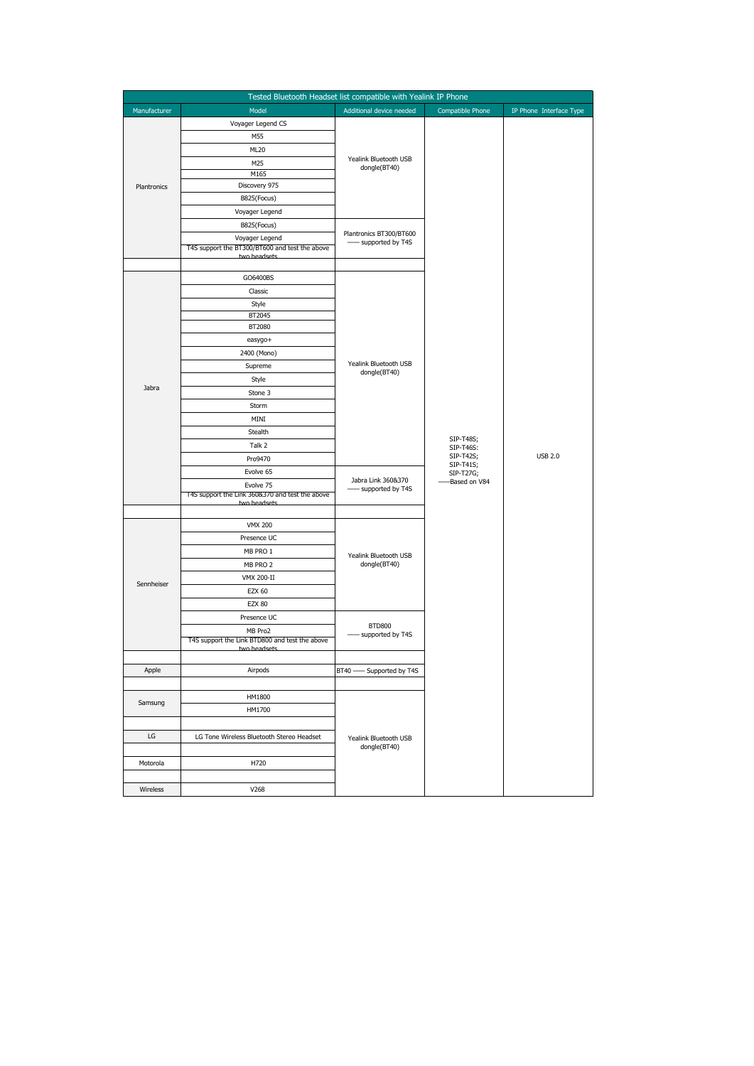**Tested Bluetooth Headset list compatible with Yealink IP Phone**

| Manufacturer | Model | Additional device needed | Compatible Phone | IP Phone Interface Type |
|---|---|---|---|---|
| Plantronics | Voyager Legend CS | Yealink Bluetooth USB dongle(BT40) | SIP-T48S; SIP-T46S; SIP-T42S; SIP-T41S; SIP-T27G; ——Based on V84 | USB 2.0 |
| | M55 | | | |
| | ML20 | | | |
| | M25 | | | |
| | M165 | | | |
| | Discovery 975 | | | |
| | B825(Focus) | | | |
| | Voyager Legend | | | |
| | B825(Focus) | Plantronics BT300/BT600 —— supported by T4S | | |
| | Voyager Legend | | | |
| | T4S support the BT300/BT600 and test the above two headsets | | | |
| | | | | |
| Jabra | GO6400BS | Yealink Bluetooth USB dongle(BT40) | | |
| | Classic | | | |
| | Style | | | |
| | BT2045 | | | |
| | BT2080 | | | |
| | easygo+ | | | |
| | 2400 (Mono) | | | |
| | Supreme | | | |
| | Style | | | |
| | Stone 3 | | | |
| | Storm | | | |
| | MINI | | | |
| | Stealth | | | |
| | Talk 2 | | | |
| | Pro9470 | | | |
| | Evolve 65 | Jabra Link 360&370 —— supported by T4S | | |
| | Evolve 75 | | | |
| | T4S support the Link 360&370 and test the above two headsets | | | |
| | | | | |
| Sennheiser | VMX 200 | Yealink Bluetooth USB dongle(BT40) | | |
| | Presence UC | | | |
| | MB PRO 1 | | | |
| | MB PRO 2 | | | |
| | VMX 200-II | | | |
| | EZX 60 | | | |
| | EZX 80 | | | |
| | Presence UC | BTD800 —— supported by T4S | | |
| | MB Pro2 | | | |
| | T4S support the Link BTD800 and test the above two headsets | | | |
| | | | | |
| Apple | Airpods | BT40 —— Supported by T4S | | |
| | | | | |
| Samsung | HM1800 | Yealink Bluetooth USB dongle(BT40) | | |
| | HM1700 | | | |
| | | | | |
| LG | LG Tone Wireless Bluetooth Stereo Headset | | | |
| | | | | |
| Motorola | H720 | | | |
| | | | | |
| Wireless | V268 | | | |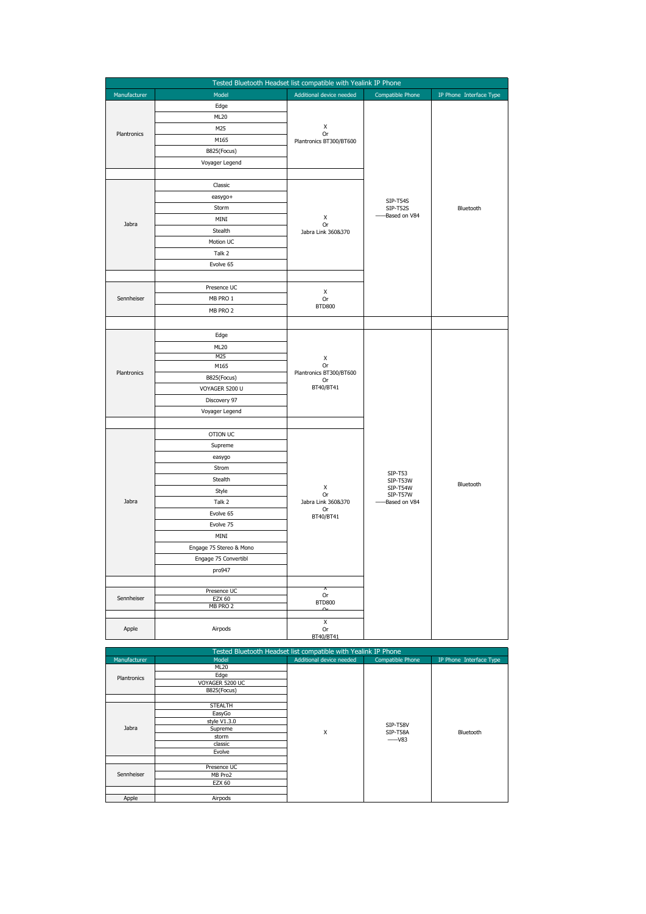| Tested Bluetooth Headset list compatible with Yealink IP Phone | | | | |
|---|---|---|---|---|
| Manufacturer | Model | Additional device needed | Compatible Phone | IP Phone Interface Type |
| Plantronics | Edge | X Or Plantronics BT300/BT600 | SIP-T54S SIP-T52S ——Based on V84 | Bluetooth |
| | ML20 | | | |
| | M25 | | | |
| | M165 | | | |
| | B825(Focus) | | | |
| | Voyager Legend | | | |
| | | | | |
| Jabra | Classic | X Or Jabra Link 360&370 | | |
| | easygo+ | | | |
| | Storm | | | |
| | MINI | | | |
| | Stealth | | | |
| | Motion UC | | | |
| | Talk 2 | | | |
| | Evolve 65 | | | |
| | | | | |
| Sennheiser | Presence UC | X Or BTD800 | | |
| | MB PRO 1 | | | |
| | MB PRO 2 | | | |
| | | | | |
| Plantronics | Edge | X Or Plantronics BT300/BT600 Or BT40/BT41 | SIP-T53 SIP-T53W SIP-T54W SIP-T57W ——Based on V84 | Bluetooth |
| | ML20 | | | |
| | M25 | | | |
| | M165 | | | |
| | B825(Focus) | | | |
| | VOYAGER 5200 U | | | |
| | Discovery 97 | | | |
| | Voyager Legend | | | |
| | | | | |
| Jabra | OTION UC | X Or Jabra Link 360&370 Or BT40/BT41 | | |
| | Supreme | | | |
| | easygo | | | |
| | Strom | | | |
| | Stealth | | | |
| | Style | | | |
| | Talk 2 | | | |
| | Evolve 65 | | | |
| | Evolve 75 | | | |
| | MINI | | | |
| | Engage 75 Stereo & Mono | | | |
| | Engage 75 Convertibl | | | |
| | pro947 | | | |
| | | | | |
| Sennheiser | Presence UC | X Or BTD800 Or | | |
| | EZX 60 | | | |
| | MB PRO 2 | | | |
| | | | | |
| Apple | Airpods | X Or BT40/BT41 | | |

| Tested Bluetooth Headset list compatible with Yealink IP Phone | | | | |
|---|---|---|---|---|
| Manufacturer | Model | Additional device needed | Compatible Phone | IP Phone Interface Type |
| Plantronics | ML20 | X | SIP-T58V SIP-T58A ——V83 | Bluetooth |
| | Edge | | | |
| | VOYAGER 5200 UC | | | |
| | B825(Focus) | | | |
| | | | | |
| Jabra | STEALTH | | | |
| | EasyGo | | | |
| | style V1.3.0 | | | |
| | Supreme | | | |
| | storm | | | |
| | classic | | | |
| | Evolve | | | |
| | | | | |
| Sennheiser | Presence UC | | | |
| | MB Pro2 | | | |
| | EZX 60 | | | |
| | | | | |
| Apple | Airpods | | | |